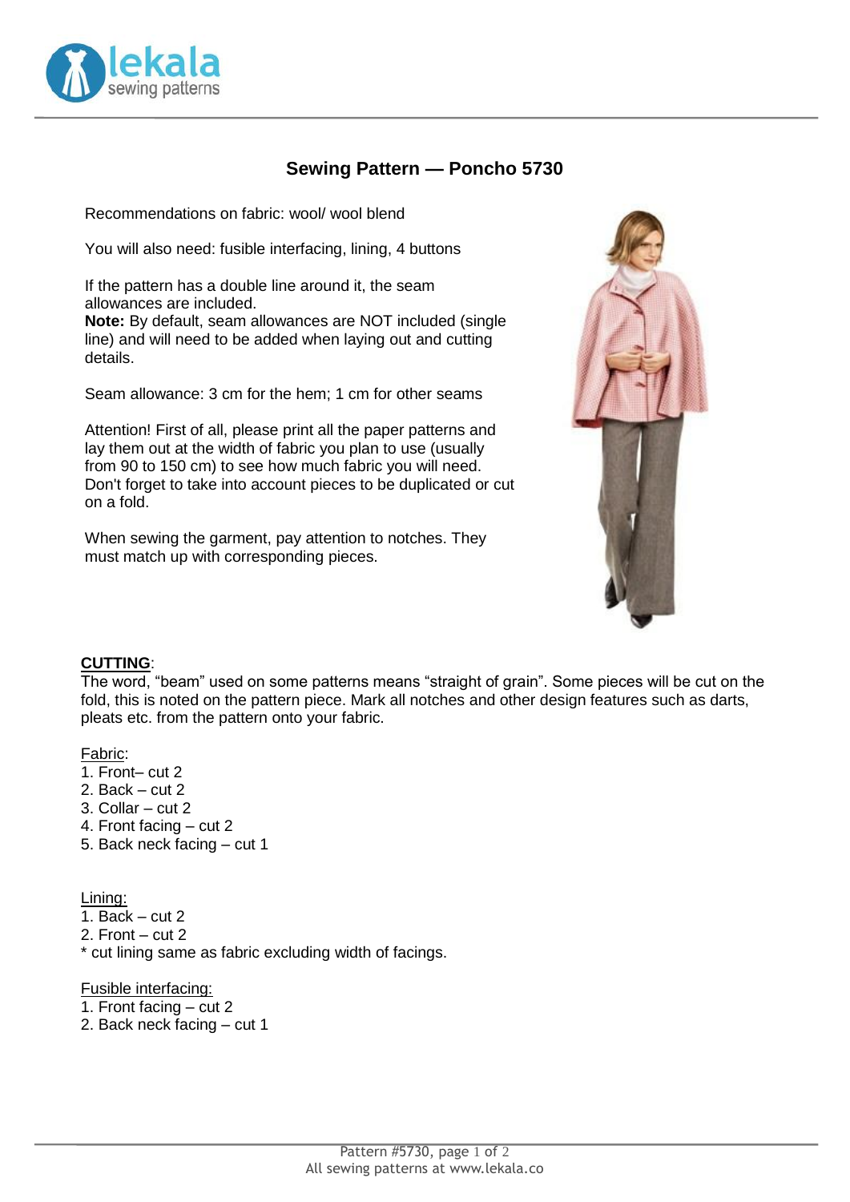## Sewing Pattern — Poncho 5730

Recommendations on fabric: wool/ wool blend

You will also need: fusible interfacing, lining, 4 buttons

If the pattern has a double line around it, the seam allowances are included.
**Note:** By default, seam allowances are NOT included (single line) and will need to be added when laying out and cutting details.

Seam allowance: 3 cm for the hem; 1 cm for other seams

Attention! First of all, please print all the paper patterns and lay them out at the width of fabric you plan to use (usually from 90 to 150 cm) to see how much fabric you will need. Don't forget to take into account pieces to be duplicated or cut on a fold.

When sewing the garment, pay attention to notches. They must match up with corresponding pieces.

**CUTTING**:
The word, "beam" used on some patterns means "straight of grain". Some pieces will be cut on the fold, this is noted on the pattern piece. Mark all notches and other design features such as darts, pleats etc. from the pattern onto your fabric.

Fabric:
1. Front– cut 2
2. Back – cut 2
3. Collar – cut 2
4. Front facing – cut 2
5. Back neck facing – cut 1

Lining:
1. Back – cut 2
2. Front – cut 2
* cut lining same as fabric excluding width of facings.

Fusible interfacing:
1. Front facing – cut 2
2. Back neck facing – cut 1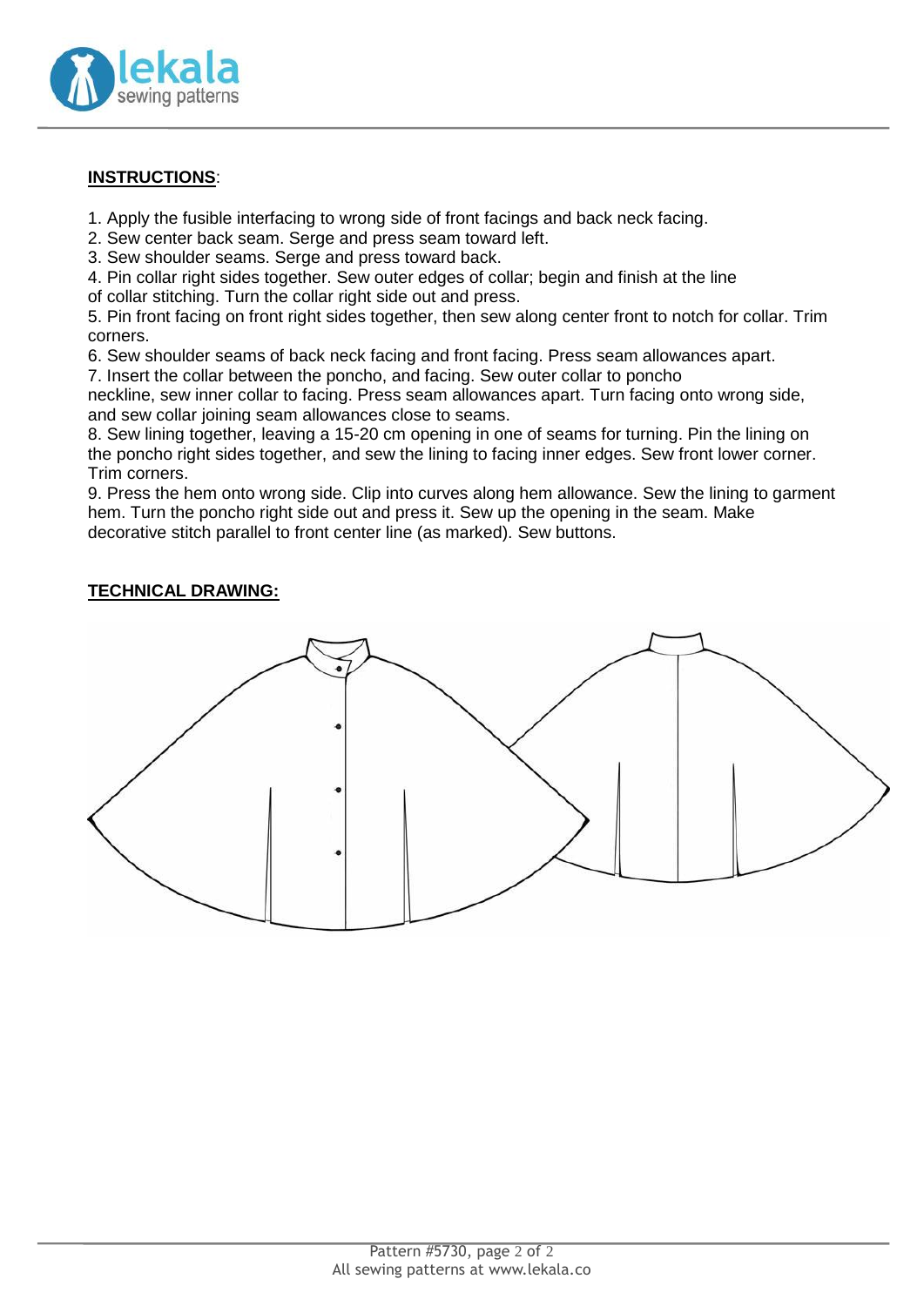**INSTRUCTIONS**:

1. Apply the fusible interfacing to wrong side of front facings and back neck facing.
2. Sew center back seam. Serge and press seam toward left.
3. Sew shoulder seams. Serge and press toward back.
4. Pin collar right sides together. Sew outer edges of collar; begin and finish at the line of collar stitching. Turn the collar right side out and press.
5. Pin front facing on front right sides together, then sew along center front to notch for collar. Trim corners.
6. Sew shoulder seams of back neck facing and front facing. Press seam allowances apart.
7. Insert the collar between the poncho, and facing. Sew outer collar to poncho neckline, sew inner collar to facing. Press seam allowances apart. Turn facing onto wrong side, and sew collar joining seam allowances close to seams.
8. Sew lining together, leaving a 15-20 cm opening in one of seams for turning. Pin the lining on the poncho right sides together, and sew the lining to facing inner edges. Sew front lower corner. Trim corners.
9. Press the hem onto wrong side. Clip into curves along hem allowance. Sew the lining to garment hem. Turn the poncho right side out and press it. Sew up the opening in the seam. Make decorative stitch parallel to front center line (as marked). Sew buttons.

**TECHNICAL DRAWING:**